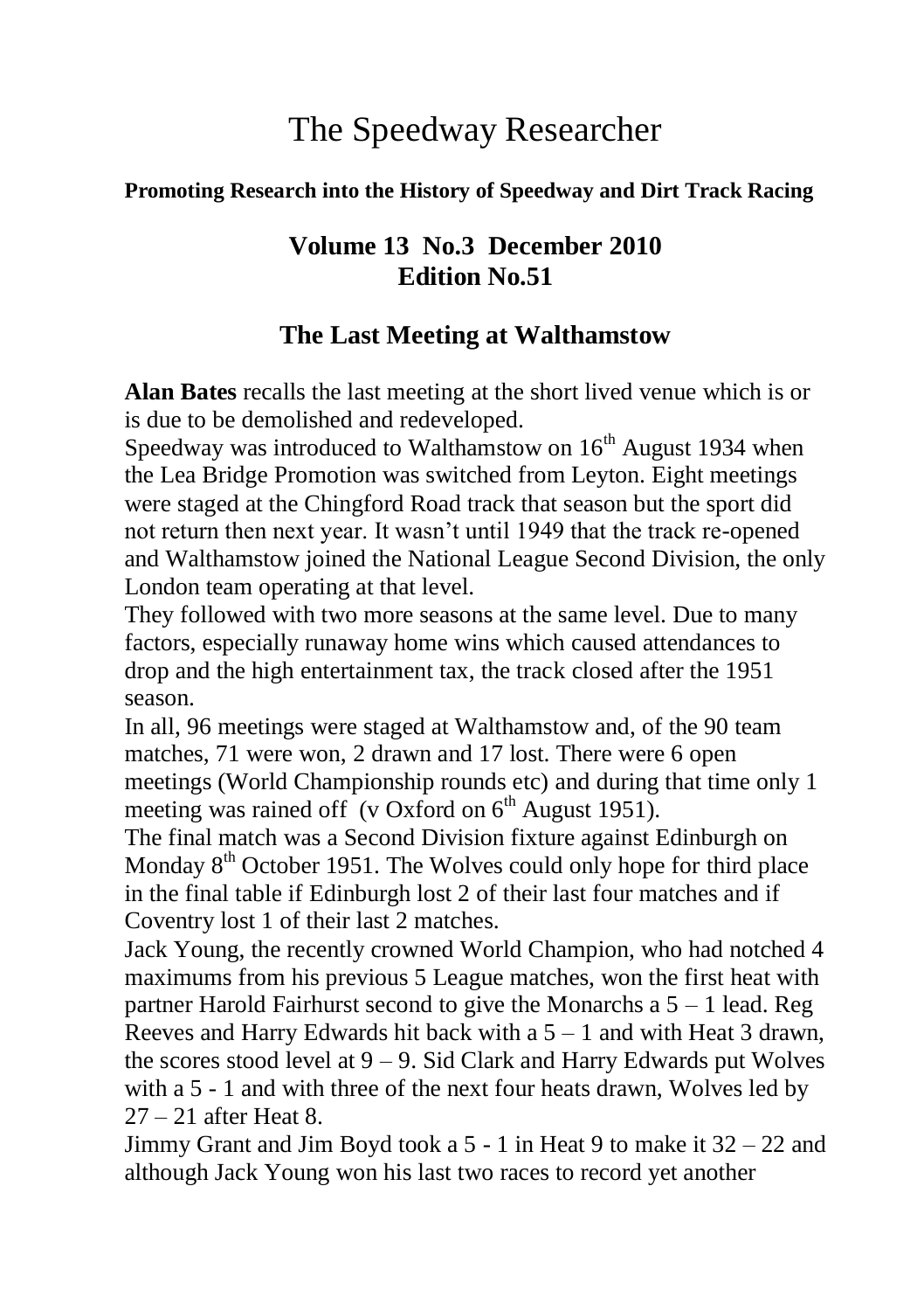# The Speedway Researcher

**Promoting Research into the History of Speedway and Dirt Track Racing**

## Volume 13 No.3 December 2010
## Edition No.51

## The Last Meeting at Walthamstow

**Alan Bates** recalls the last meeting at the short lived venue which is or is due to be demolished and redeveloped.

Speedway was introduced to Walthamstow on 16th August 1934 when the Lea Bridge Promotion was switched from Leyton. Eight meetings were staged at the Chingford Road track that season but the sport did not return then next year. It wasn't until 1949 that the track re-opened and Walthamstow joined the National League Second Division, the only London team operating at that level.

They followed with two more seasons at the same level. Due to many factors, especially runaway home wins which caused attendances to drop and the high entertainment tax, the track closed after the 1951 season.

In all, 96 meetings were staged at Walthamstow and, of the 90 team matches, 71 were won, 2 drawn and 17 lost. There were 6 open meetings (World Championship rounds etc) and during that time only 1 meeting was rained off (v Oxford on 6th August 1951).

The final match was a Second Division fixture against Edinburgh on Monday 8th October 1951. The Wolves could only hope for third place in the final table if Edinburgh lost 2 of their last four matches and if Coventry lost 1 of their last 2 matches.

Jack Young, the recently crowned World Champion, who had notched 4 maximums from his previous 5 League matches, won the first heat with partner Harold Fairhurst second to give the Monarchs a 5 – 1 lead. Reg Reeves and Harry Edwards hit back with a 5 – 1 and with Heat 3 drawn, the scores stood level at 9 – 9. Sid Clark and Harry Edwards put Wolves with a 5 - 1 and with three of the next four heats drawn, Wolves led by 27 – 21 after Heat 8.

Jimmy Grant and Jim Boyd took a 5 - 1 in Heat 9 to make it 32 – 22 and although Jack Young won his last two races to record yet another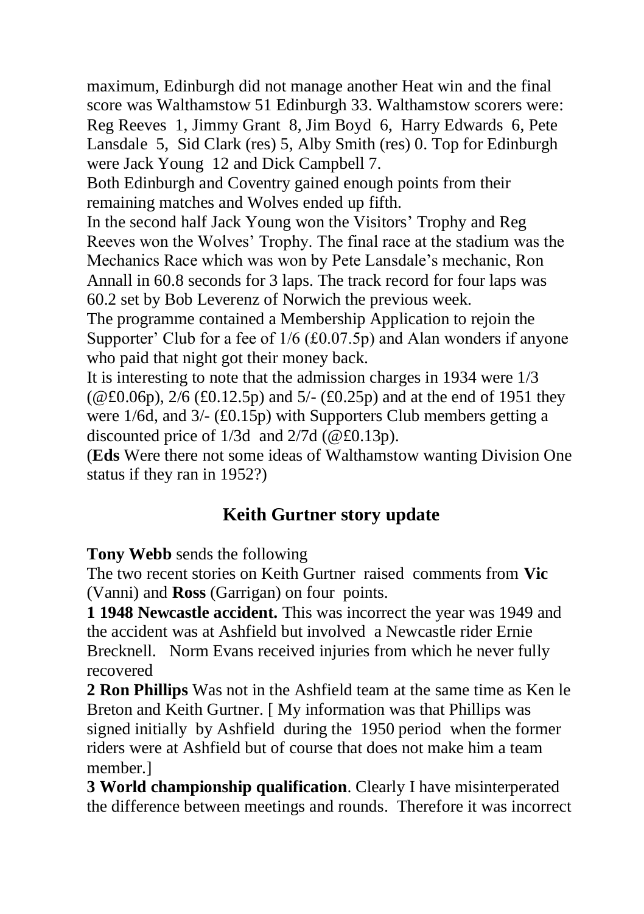maximum, Edinburgh did not manage another Heat win and the final score was Walthamstow 51 Edinburgh 33. Walthamstow scorers were: Reg Reeves 1, Jimmy Grant 8, Jim Boyd 6, Harry Edwards 6, Pete Lansdale 5, Sid Clark (res) 5, Alby Smith (res) 0. Top for Edinburgh were Jack Young 12 and Dick Campbell 7.

Both Edinburgh and Coventry gained enough points from their remaining matches and Wolves ended up fifth.

In the second half Jack Young won the Visitors' Trophy and Reg Reeves won the Wolves' Trophy. The final race at the stadium was the Mechanics Race which was won by Pete Lansdale's mechanic, Ron Annall in 60.8 seconds for 3 laps. The track record for four laps was 60.2 set by Bob Leverenz of Norwich the previous week.

The programme contained a Membership Application to rejoin the Supporter' Club for a fee of 1/6 (£0.07.5p) and Alan wonders if anyone who paid that night got their money back.

It is interesting to note that the admission charges in 1934 were 1/3 (@£0.06p), 2/6 (£0.12.5p) and 5/- (£0.25p) and at the end of 1951 they were 1/6d, and 3/- (£0.15p) with Supporters Club members getting a discounted price of 1/3d and 2/7d (@£0.13p).

(**Eds** Were there not some ideas of Walthamstow wanting Division One status if they ran in 1952?)

## Keith Gurtner story update

**Tony Webb** sends the following

The two recent stories on Keith Gurtner raised comments from **Vic** (Vanni) and **Ross** (Garrigan) on four points.

**1 1948 Newcastle accident.** This was incorrect the year was 1949 and the accident was at Ashfield but involved a Newcastle rider Ernie Brecknell. Norm Evans received injuries from which he never fully recovered

**2 Ron Phillips** Was not in the Ashfield team at the same time as Ken le Breton and Keith Gurtner. [ My information was that Phillips was signed initially by Ashfield during the 1950 period when the former riders were at Ashfield but of course that does not make him a team member.]

**3 World championship qualification**. Clearly I have misinterperated the difference between meetings and rounds. Therefore it was incorrect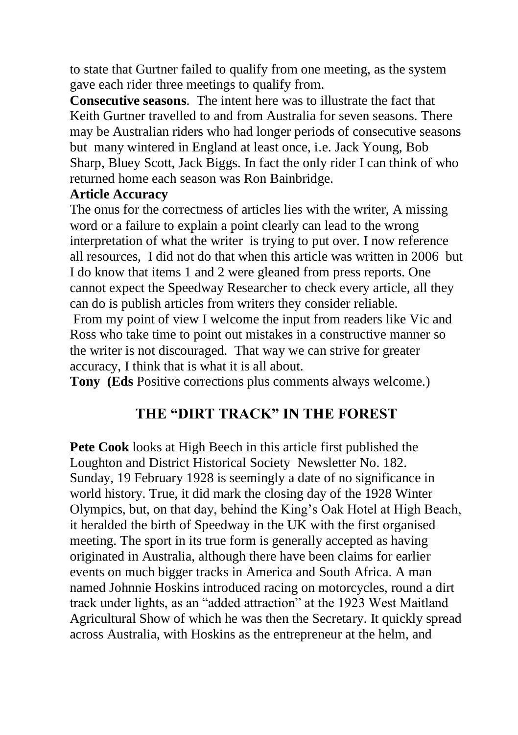to state that Gurtner failed to qualify from one meeting, as the system gave each rider three meetings to qualify from.

**Consecutive seasons**. The intent here was to illustrate the fact that Keith Gurtner travelled to and from Australia for seven seasons. There may be Australian riders who had longer periods of consecutive seasons but many wintered in England at least once, i.e. Jack Young, Bob Sharp, Bluey Scott, Jack Biggs. In fact the only rider I can think of who returned home each season was Ron Bainbridge.

**Article Accuracy**

The onus for the correctness of articles lies with the writer, A missing word or a failure to explain a point clearly can lead to the wrong interpretation of what the writer is trying to put over. I now reference all resources, I did not do that when this article was written in 2006 but I do know that items 1 and 2 were gleaned from press reports. One cannot expect the Speedway Researcher to check every article, all they can do is publish articles from writers they consider reliable.

From my point of view I welcome the input from readers like Vic and Ross who take time to point out mistakes in a constructive manner so the writer is not discouraged. That way we can strive for greater accuracy, I think that is what it is all about.

**Tony (Eds** Positive corrections plus comments always welcome.)

## THE "DIRT TRACK" IN THE FOREST

**Pete Cook** looks at High Beech in this article first published the Loughton and District Historical Society Newsletter No. 182.

Sunday, 19 February 1928 is seemingly a date of no significance in world history. True, it did mark the closing day of the 1928 Winter Olympics, but, on that day, behind the King's Oak Hotel at High Beach, it heralded the birth of Speedway in the UK with the first organised meeting. The sport in its true form is generally accepted as having originated in Australia, although there have been claims for earlier events on much bigger tracks in America and South Africa. A man named Johnnie Hoskins introduced racing on motorcycles, round a dirt track under lights, as an "added attraction" at the 1923 West Maitland Agricultural Show of which he was then the Secretary. It quickly spread across Australia, with Hoskins as the entrepreneur at the helm, and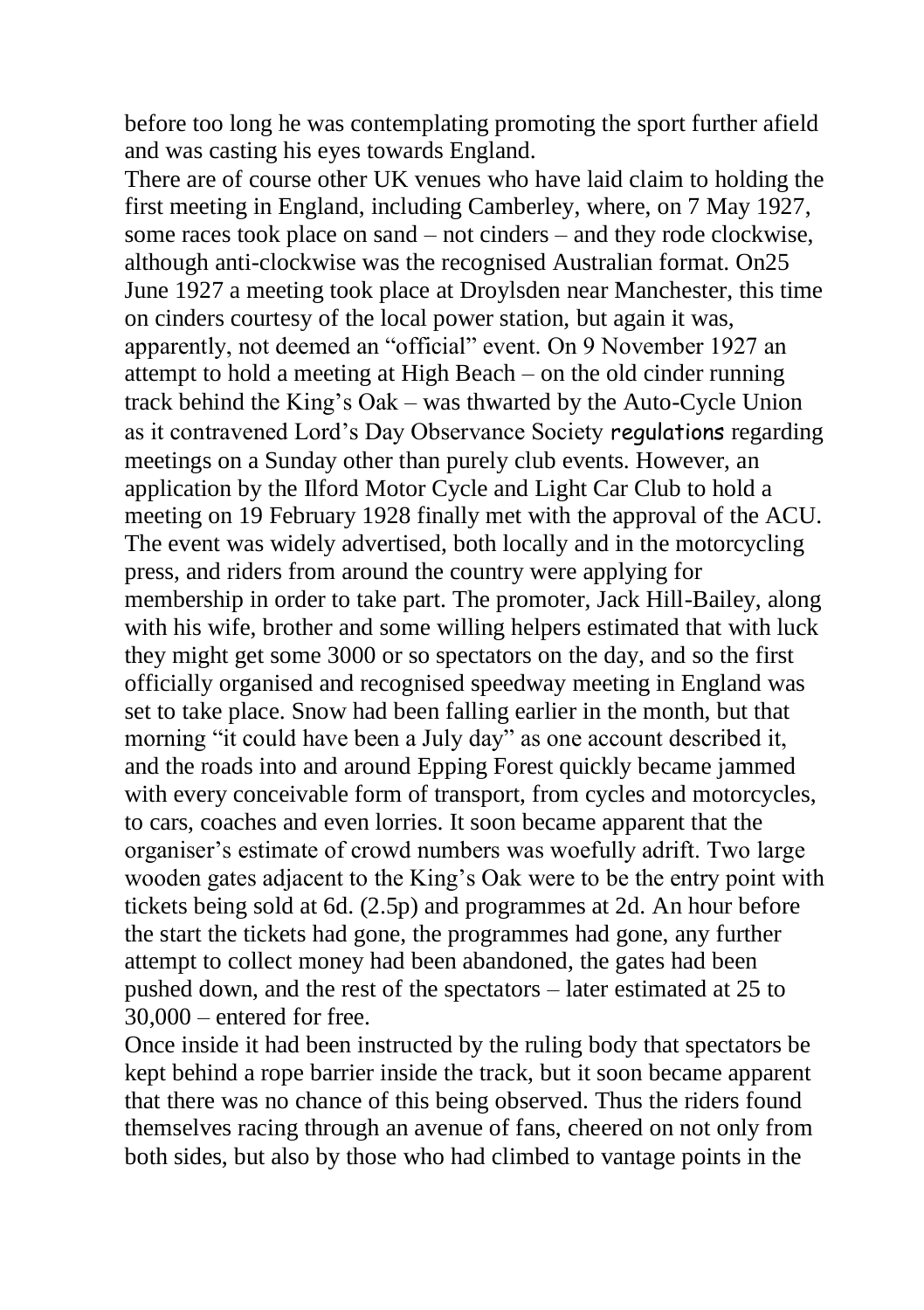before too long he was contemplating promoting the sport further afield and was casting his eyes towards England.

There are of course other UK venues who have laid claim to holding the first meeting in England, including Camberley, where, on 7 May 1927, some races took place on sand – not cinders – and they rode clockwise, although anti-clockwise was the recognised Australian format. On25 June 1927 a meeting took place at Droylsden near Manchester, this time on cinders courtesy of the local power station, but again it was, apparently, not deemed an "official" event. On 9 November 1927 an attempt to hold a meeting at High Beach – on the old cinder running track behind the King's Oak – was thwarted by the Auto-Cycle Union as it contravened Lord's Day Observance Society regulations regarding meetings on a Sunday other than purely club events. However, an application by the Ilford Motor Cycle and Light Car Club to hold a meeting on 19 February 1928 finally met with the approval of the ACU. The event was widely advertised, both locally and in the motorcycling press, and riders from around the country were applying for membership in order to take part. The promoter, Jack Hill-Bailey, along with his wife, brother and some willing helpers estimated that with luck they might get some 3000 or so spectators on the day, and so the first officially organised and recognised speedway meeting in England was set to take place. Snow had been falling earlier in the month, but that morning "it could have been a July day" as one account described it, and the roads into and around Epping Forest quickly became jammed with every conceivable form of transport, from cycles and motorcycles, to cars, coaches and even lorries. It soon became apparent that the organiser's estimate of crowd numbers was woefully adrift. Two large wooden gates adjacent to the King's Oak were to be the entry point with tickets being sold at 6d. (2.5p) and programmes at 2d. An hour before the start the tickets had gone, the programmes had gone, any further attempt to collect money had been abandoned, the gates had been pushed down, and the rest of the spectators – later estimated at 25 to 30,000 – entered for free.

Once inside it had been instructed by the ruling body that spectators be kept behind a rope barrier inside the track, but it soon became apparent that there was no chance of this being observed. Thus the riders found themselves racing through an avenue of fans, cheered on not only from both sides, but also by those who had climbed to vantage points in the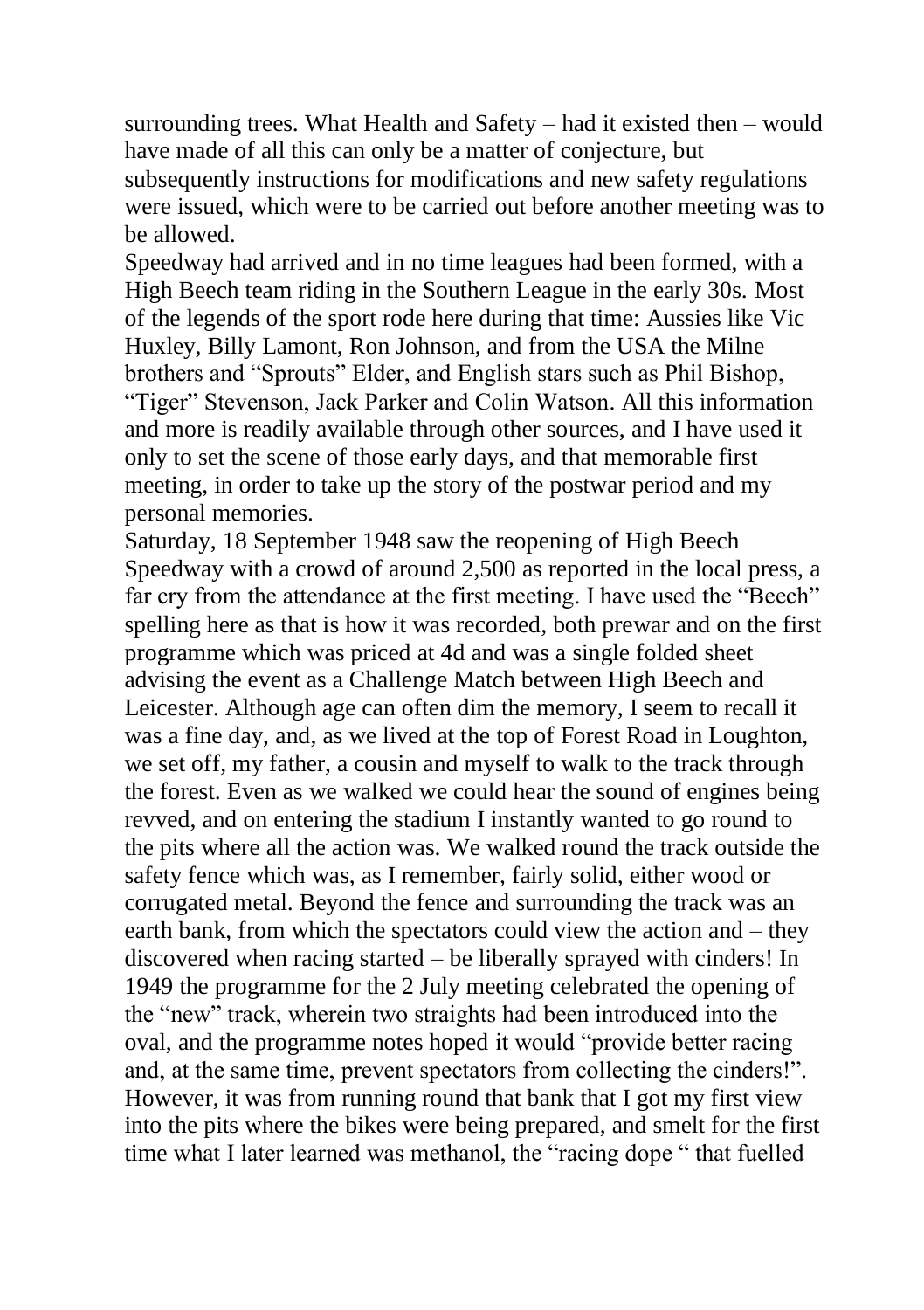surrounding trees. What Health and Safety – had it existed then – would have made of all this can only be a matter of conjecture, but subsequently instructions for modifications and new safety regulations were issued, which were to be carried out before another meeting was to be allowed.

Speedway had arrived and in no time leagues had been formed, with a High Beech team riding in the Southern League in the early 30s. Most of the legends of the sport rode here during that time: Aussies like Vic Huxley, Billy Lamont, Ron Johnson, and from the USA the Milne brothers and "Sprouts" Elder, and English stars such as Phil Bishop, "Tiger" Stevenson, Jack Parker and Colin Watson. All this information and more is readily available through other sources, and I have used it only to set the scene of those early days, and that memorable first meeting, in order to take up the story of the postwar period and my personal memories.

Saturday, 18 September 1948 saw the reopening of High Beech Speedway with a crowd of around 2,500 as reported in the local press, a far cry from the attendance at the first meeting. I have used the "Beech" spelling here as that is how it was recorded, both prewar and on the first programme which was priced at 4d and was a single folded sheet advising the event as a Challenge Match between High Beech and Leicester. Although age can often dim the memory, I seem to recall it was a fine day, and, as we lived at the top of Forest Road in Loughton, we set off, my father, a cousin and myself to walk to the track through the forest. Even as we walked we could hear the sound of engines being revved, and on entering the stadium I instantly wanted to go round to the pits where all the action was. We walked round the track outside the safety fence which was, as I remember, fairly solid, either wood or corrugated metal. Beyond the fence and surrounding the track was an earth bank, from which the spectators could view the action and – they discovered when racing started – be liberally sprayed with cinders! In 1949 the programme for the 2 July meeting celebrated the opening of the "new" track, wherein two straights had been introduced into the oval, and the programme notes hoped it would "provide better racing and, at the same time, prevent spectators from collecting the cinders!". However, it was from running round that bank that I got my first view into the pits where the bikes were being prepared, and smelt for the first time what I later learned was methanol, the "racing dope " that fuelled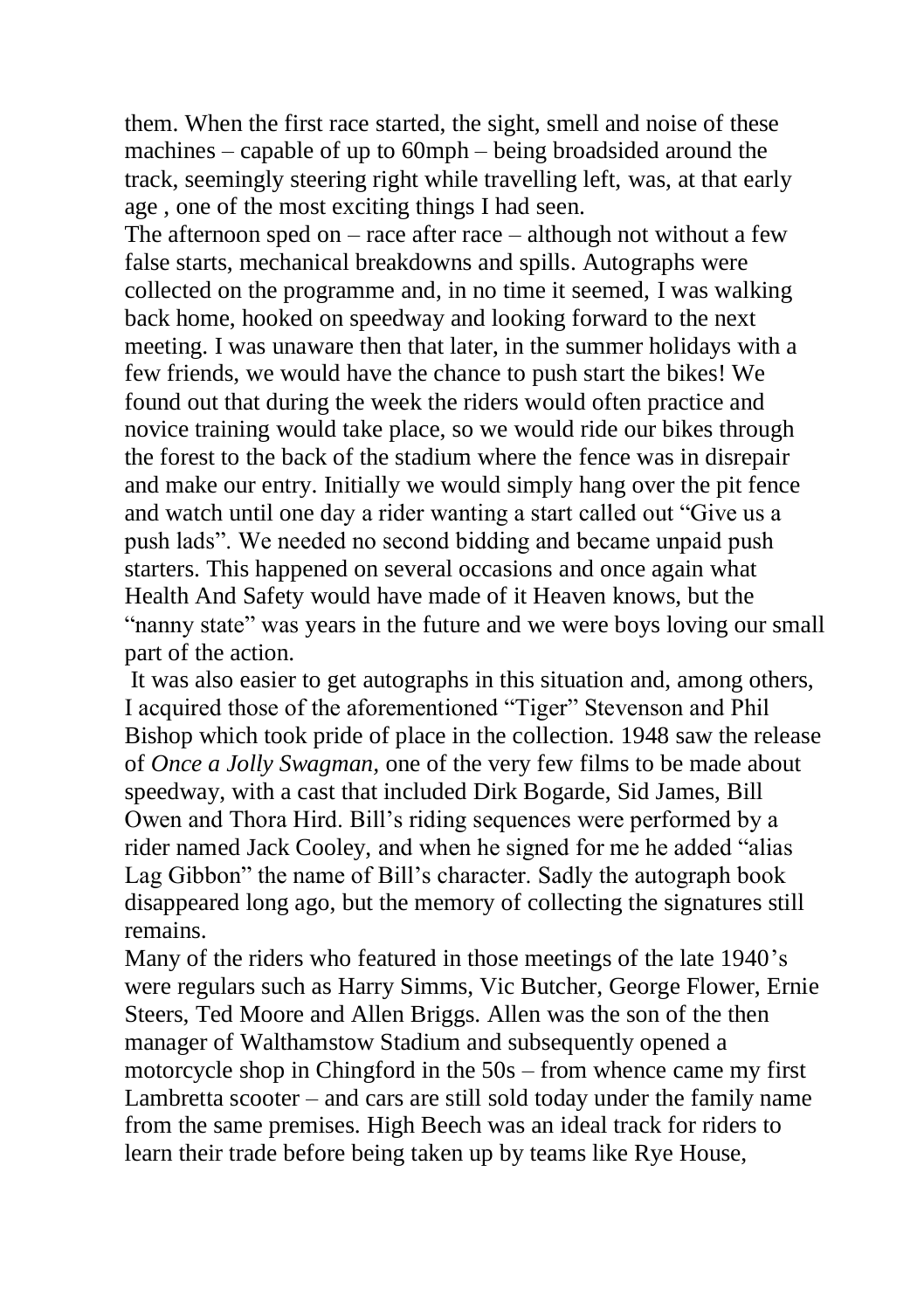them. When the first race started, the sight, smell and noise of these machines – capable of up to 60mph – being broadsided around the track, seemingly steering right while travelling left, was, at that early age , one of the most exciting things I had seen.

The afternoon sped on – race after race – although not without a few false starts, mechanical breakdowns and spills. Autographs were collected on the programme and, in no time it seemed, I was walking back home, hooked on speedway and looking forward to the next meeting. I was unaware then that later, in the summer holidays with a few friends, we would have the chance to push start the bikes! We found out that during the week the riders would often practice and novice training would take place, so we would ride our bikes through the forest to the back of the stadium where the fence was in disrepair and make our entry. Initially we would simply hang over the pit fence and watch until one day a rider wanting a start called out "Give us a push lads". We needed no second bidding and became unpaid push starters. This happened on several occasions and once again what Health And Safety would have made of it Heaven knows, but the "nanny state" was years in the future and we were boys loving our small part of the action.

It was also easier to get autographs in this situation and, among others, I acquired those of the aforementioned "Tiger" Stevenson and Phil Bishop which took pride of place in the collection. 1948 saw the release of *Once a Jolly Swagman,* one of the very few films to be made about speedway, with a cast that included Dirk Bogarde, Sid James, Bill Owen and Thora Hird. Bill's riding sequences were performed by a rider named Jack Cooley, and when he signed for me he added "alias Lag Gibbon" the name of Bill's character. Sadly the autograph book disappeared long ago, but the memory of collecting the signatures still remains.

Many of the riders who featured in those meetings of the late 1940's were regulars such as Harry Simms, Vic Butcher, George Flower, Ernie Steers, Ted Moore and Allen Briggs. Allen was the son of the then manager of Walthamstow Stadium and subsequently opened a motorcycle shop in Chingford in the 50s – from whence came my first Lambretta scooter – and cars are still sold today under the family name from the same premises. High Beech was an ideal track for riders to learn their trade before being taken up by teams like Rye House,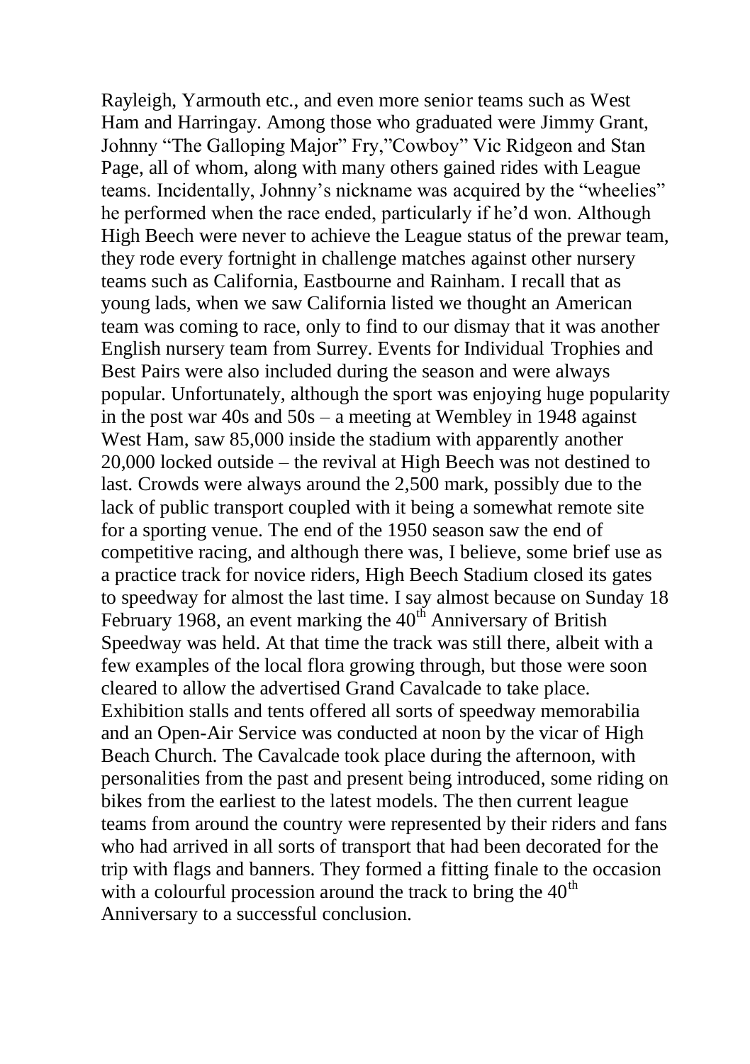Rayleigh, Yarmouth etc., and even more senior teams such as West Ham and Harringay. Among those who graduated were Jimmy Grant, Johnny "The Galloping Major" Fry,"Cowboy" Vic Ridgeon and Stan Page, all of whom, along with many others gained rides with League teams. Incidentally, Johnny's nickname was acquired by the "wheelies" he performed when the race ended, particularly if he'd won. Although High Beech were never to achieve the League status of the prewar team, they rode every fortnight in challenge matches against other nursery teams such as California, Eastbourne and Rainham. I recall that as young lads, when we saw California listed we thought an American team was coming to race, only to find to our dismay that it was another English nursery team from Surrey. Events for Individual Trophies and Best Pairs were also included during the season and were always popular. Unfortunately, although the sport was enjoying huge popularity in the post war 40s and 50s – a meeting at Wembley in 1948 against West Ham, saw 85,000 inside the stadium with apparently another 20,000 locked outside – the revival at High Beech was not destined to last. Crowds were always around the 2,500 mark, possibly due to the lack of public transport coupled with it being a somewhat remote site for a sporting venue. The end of the 1950 season saw the end of competitive racing, and although there was, I believe, some brief use as a practice track for novice riders, High Beech Stadium closed its gates to speedway for almost the last time. I say almost because on Sunday 18 February 1968, an event marking the 40th Anniversary of British Speedway was held. At that time the track was still there, albeit with a few examples of the local flora growing through, but those were soon cleared to allow the advertised Grand Cavalcade to take place. Exhibition stalls and tents offered all sorts of speedway memorabilia and an Open-Air Service was conducted at noon by the vicar of High Beach Church. The Cavalcade took place during the afternoon, with personalities from the past and present being introduced, some riding on bikes from the earliest to the latest models. The then current league teams from around the country were represented by their riders and fans who had arrived in all sorts of transport that had been decorated for the trip with flags and banners. They formed a fitting finale to the occasion with a colourful procession around the track to bring the 40th Anniversary to a successful conclusion.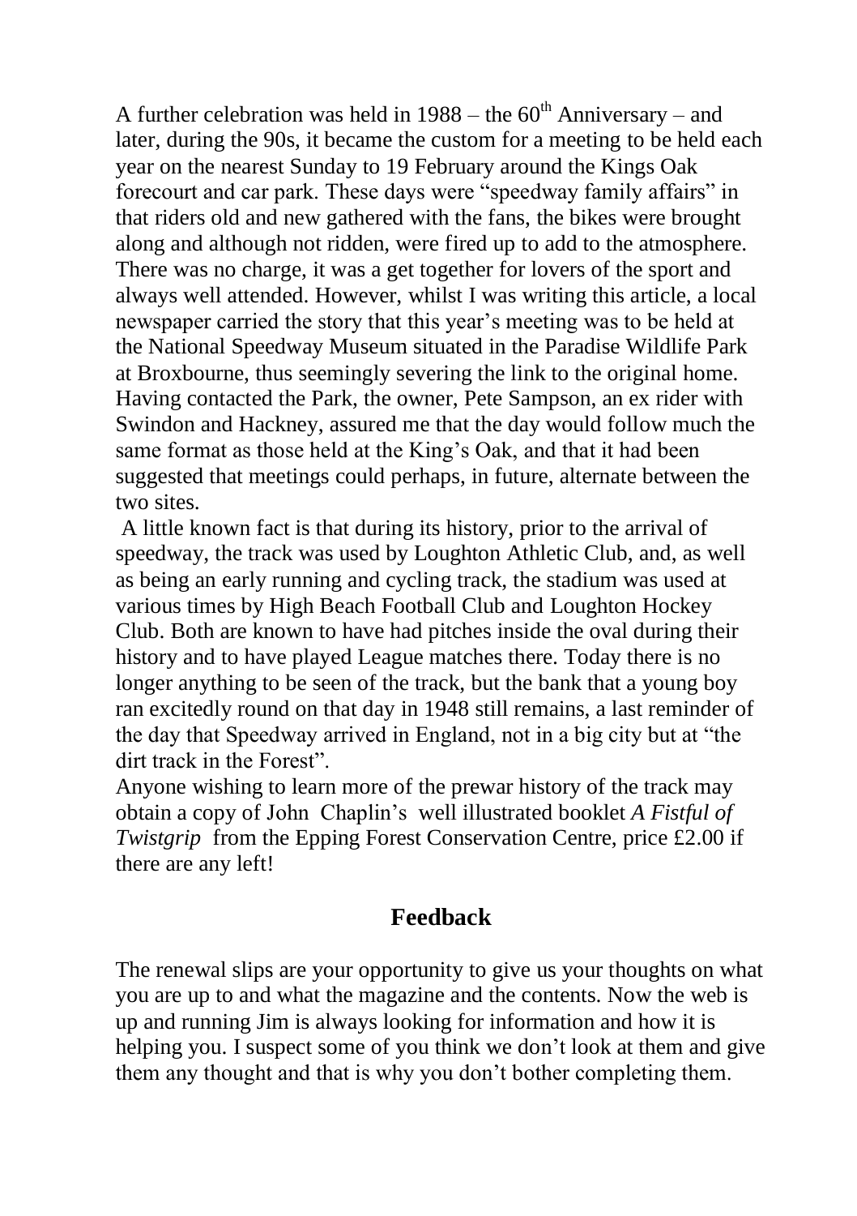A further celebration was held in 1988 – the 60[th] Anniversary – and later, during the 90s, it became the custom for a meeting to be held each year on the nearest Sunday to 19 February around the Kings Oak forecourt and car park. These days were "speedway family affairs" in that riders old and new gathered with the fans, the bikes were brought along and although not ridden, were fired up to add to the atmosphere. There was no charge, it was a get together for lovers of the sport and always well attended. However, whilst I was writing this article, a local newspaper carried the story that this year's meeting was to be held at the National Speedway Museum situated in the Paradise Wildlife Park at Broxbourne, thus seemingly severing the link to the original home. Having contacted the Park, the owner, Pete Sampson, an ex rider with Swindon and Hackney, assured me that the day would follow much the same format as those held at the King's Oak, and that it had been suggested that meetings could perhaps, in future, alternate between the two sites.

A little known fact is that during its history, prior to the arrival of speedway, the track was used by Loughton Athletic Club, and, as well as being an early running and cycling track, the stadium was used at various times by High Beach Football Club and Loughton Hockey Club. Both are known to have had pitches inside the oval during their history and to have played League matches there. Today there is no longer anything to be seen of the track, but the bank that a young boy ran excitedly round on that day in 1948 still remains, a last reminder of the day that Speedway arrived in England, not in a big city but at "the dirt track in the Forest".

Anyone wishing to learn more of the prewar history of the track may obtain a copy of John Chaplin's well illustrated booklet *A Fistful of Twistgrip* from the Epping Forest Conservation Centre, price £2.00 if there are any left!

## Feedback

The renewal slips are your opportunity to give us your thoughts on what you are up to and what the magazine and the contents. Now the web is up and running Jim is always looking for information and how it is helping you. I suspect some of you think we don't look at them and give them any thought and that is why you don't bother completing them.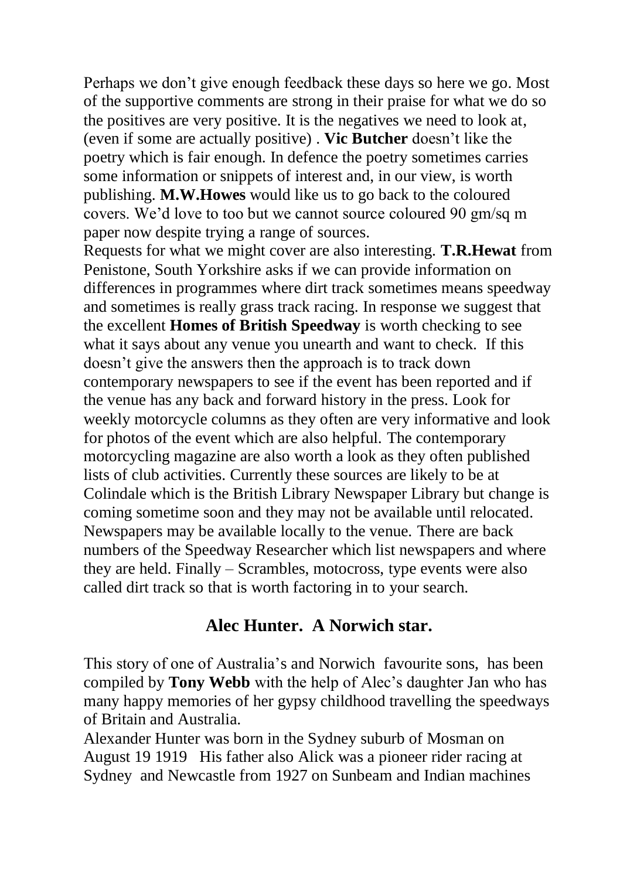Perhaps we don't give enough feedback these days so here we go. Most of the supportive comments are strong in their praise for what we do so the positives are very positive. It is the negatives we need to look at, (even if some are actually positive) . **Vic Butcher** doesn't like the poetry which is fair enough. In defence the poetry sometimes carries some information or snippets of interest and, in our view, is worth publishing. **M.W.Howes** would like us to go back to the coloured covers. We'd love to too but we cannot source coloured 90 gm/sq m paper now despite trying a range of sources.

Requests for what we might cover are also interesting. **T.R.Hewat** from Penistone, South Yorkshire asks if we can provide information on differences in programmes where dirt track sometimes means speedway and sometimes is really grass track racing. In response we suggest that the excellent **Homes of British Speedway** is worth checking to see what it says about any venue you unearth and want to check. If this doesn't give the answers then the approach is to track down contemporary newspapers to see if the event has been reported and if the venue has any back and forward history in the press. Look for weekly motorcycle columns as they often are very informative and look for photos of the event which are also helpful. The contemporary motorcycling magazine are also worth a look as they often published lists of club activities. Currently these sources are likely to be at Colindale which is the British Library Newspaper Library but change is coming sometime soon and they may not be available until relocated. Newspapers may be available locally to the venue. There are back numbers of the Speedway Researcher which list newspapers and where they are held. Finally – Scrambles, motocross, type events were also called dirt track so that is worth factoring in to your search.

## Alec Hunter. A Norwich star.

This story of one of Australia's and Norwich favourite sons, has been compiled by **Tony Webb** with the help of Alec's daughter Jan who has many happy memories of her gypsy childhood travelling the speedways of Britain and Australia.

Alexander Hunter was born in the Sydney suburb of Mosman on August 19 1919 His father also Alick was a pioneer rider racing at Sydney and Newcastle from 1927 on Sunbeam and Indian machines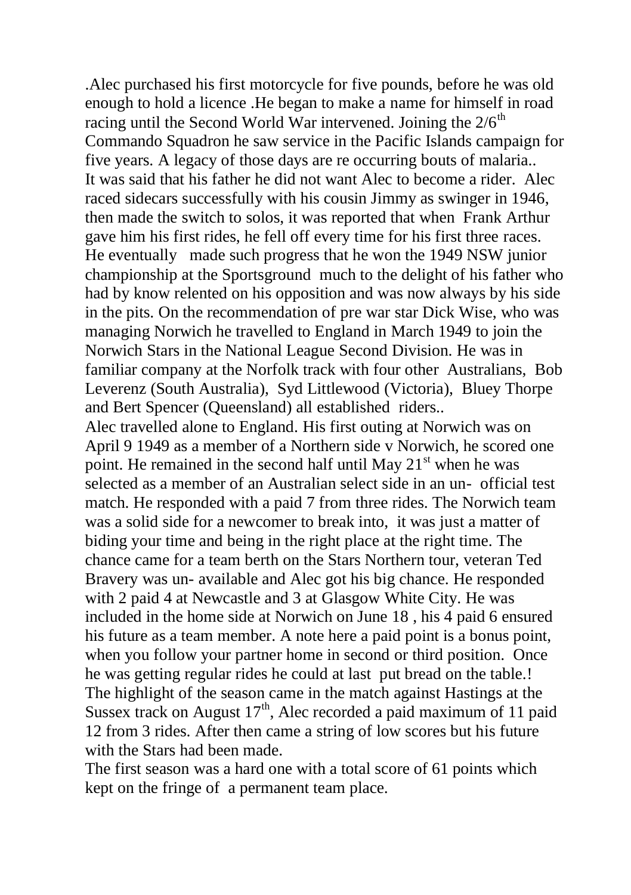.Alec purchased his first motorcycle for five pounds, before he was old enough to hold a licence .He began to make a name for himself in road racing until the Second World War intervened. Joining the 2/6th Commando Squadron he saw service in the Pacific Islands campaign for five years. A legacy of those days are re occurring bouts of malaria.. It was said that his father he did not want Alec to become a rider. Alec raced sidecars successfully with his cousin Jimmy as swinger in 1946, then made the switch to solos, it was reported that when Frank Arthur gave him his first rides, he fell off every time for his first three races. He eventually made such progress that he won the 1949 NSW junior championship at the Sportsground much to the delight of his father who had by know relented on his opposition and was now always by his side in the pits. On the recommendation of pre war star Dick Wise, who was managing Norwich he travelled to England in March 1949 to join the Norwich Stars in the National League Second Division. He was in familiar company at the Norfolk track with four other Australians, Bob Leverenz (South Australia), Syd Littlewood (Victoria), Bluey Thorpe and Bert Spencer (Queensland) all established riders..

Alec travelled alone to England. His first outing at Norwich was on April 9 1949 as a member of a Northern side v Norwich, he scored one point. He remained in the second half until May 21st when he was selected as a member of an Australian select side in an un- official test match. He responded with a paid 7 from three rides. The Norwich team was a solid side for a newcomer to break into, it was just a matter of biding your time and being in the right place at the right time. The chance came for a team berth on the Stars Northern tour, veteran Ted Bravery was un- available and Alec got his big chance. He responded with 2 paid 4 at Newcastle and 3 at Glasgow White City. He was included in the home side at Norwich on June 18 , his 4 paid 6 ensured his future as a team member. A note here a paid point is a bonus point, when you follow your partner home in second or third position. Once he was getting regular rides he could at last put bread on the table.! The highlight of the season came in the match against Hastings at the Sussex track on August 17th, Alec recorded a paid maximum of 11 paid 12 from 3 rides. After then came a string of low scores but his future with the Stars had been made.

The first season was a hard one with a total score of 61 points which kept on the fringe of a permanent team place.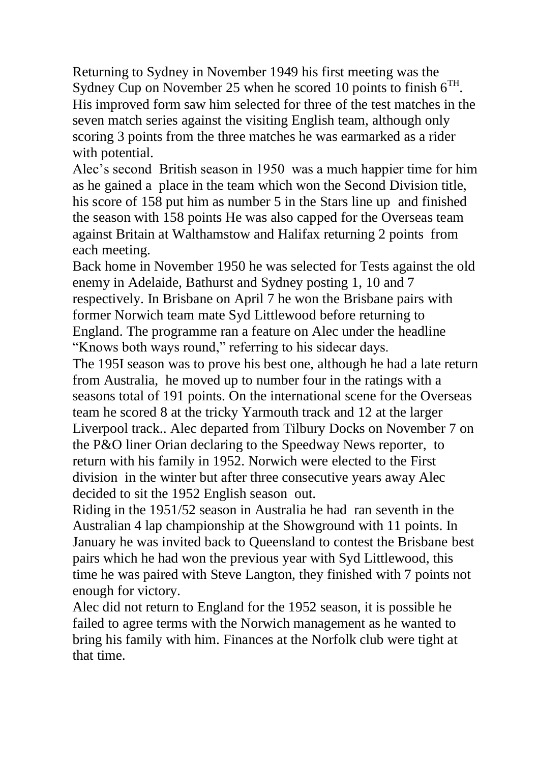Returning to Sydney in November 1949 his first meeting was the Sydney Cup on November 25 when he scored 10 points to finish 6TH. His improved form saw him selected for three of the test matches in the seven match series against the visiting English team, although only scoring 3 points from the three matches he was earmarked as a rider with potential.

Alec's second British season in 1950 was a much happier time for him as he gained a place in the team which won the Second Division title, his score of 158 put him as number 5 in the Stars line up and finished the season with 158 points He was also capped for the Overseas team against Britain at Walthamstow and Halifax returning 2 points from each meeting.

Back home in November 1950 he was selected for Tests against the old enemy in Adelaide, Bathurst and Sydney posting 1, 10 and 7 respectively. In Brisbane on April 7 he won the Brisbane pairs with former Norwich team mate Syd Littlewood before returning to England. The programme ran a feature on Alec under the headline "Knows both ways round," referring to his sidecar days.

The 195I season was to prove his best one, although he had a late return from Australia, he moved up to number four in the ratings with a seasons total of 191 points. On the international scene for the Overseas team he scored 8 at the tricky Yarmouth track and 12 at the larger Liverpool track.. Alec departed from Tilbury Docks on November 7 on the P&O liner Orian declaring to the Speedway News reporter, to return with his family in 1952. Norwich were elected to the First division in the winter but after three consecutive years away Alec decided to sit the 1952 English season out.

Riding in the 1951/52 season in Australia he had ran seventh in the Australian 4 lap championship at the Showground with 11 points. In January he was invited back to Queensland to contest the Brisbane best pairs which he had won the previous year with Syd Littlewood, this time he was paired with Steve Langton, they finished with 7 points not enough for victory.

Alec did not return to England for the 1952 season, it is possible he failed to agree terms with the Norwich management as he wanted to bring his family with him. Finances at the Norfolk club were tight at that time.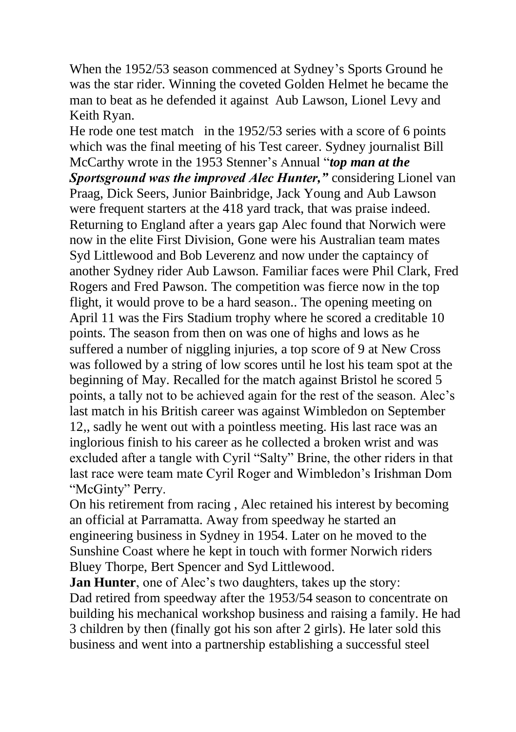When the 1952/53 season commenced at Sydney's Sports Ground he was the star rider. Winning the coveted Golden Helmet he became the man to beat as he defended it against Aub Lawson, Lionel Levy and Keith Ryan.

He rode one test match in the 1952/53 series with a score of 6 points which was the final meeting of his Test career. Sydney journalist Bill McCarthy wrote in the 1953 Stenner's Annual "***top man at the Sportsground was the improved Alec Hunter,"*** considering Lionel van Praag, Dick Seers, Junior Bainbridge, Jack Young and Aub Lawson were frequent starters at the 418 yard track, that was praise indeed.

Returning to England after a years gap Alec found that Norwich were now in the elite First Division, Gone were his Australian team mates Syd Littlewood and Bob Leverenz and now under the captaincy of another Sydney rider Aub Lawson. Familiar faces were Phil Clark, Fred Rogers and Fred Pawson. The competition was fierce now in the top flight, it would prove to be a hard season.. The opening meeting on April 11 was the Firs Stadium trophy where he scored a creditable 10 points. The season from then on was one of highs and lows as he suffered a number of niggling injuries, a top score of 9 at New Cross was followed by a string of low scores until he lost his team spot at the beginning of May. Recalled for the match against Bristol he scored 5 points, a tally not to be achieved again for the rest of the season. Alec's last match in his British career was against Wimbledon on September 12,, sadly he went out with a pointless meeting. His last race was an inglorious finish to his career as he collected a broken wrist and was excluded after a tangle with Cyril "Salty" Brine, the other riders in that last race were team mate Cyril Roger and Wimbledon's Irishman Dom "McGinty" Perry.

On his retirement from racing , Alec retained his interest by becoming an official at Parramatta. Away from speedway he started an engineering business in Sydney in 1954. Later on he moved to the Sunshine Coast where he kept in touch with former Norwich riders Bluey Thorpe, Bert Spencer and Syd Littlewood.

**Jan Hunter**, one of Alec's two daughters, takes up the story:

Dad retired from speedway after the 1953/54 season to concentrate on building his mechanical workshop business and raising a family. He had 3 children by then (finally got his son after 2 girls). He later sold this business and went into a partnership establishing a successful steel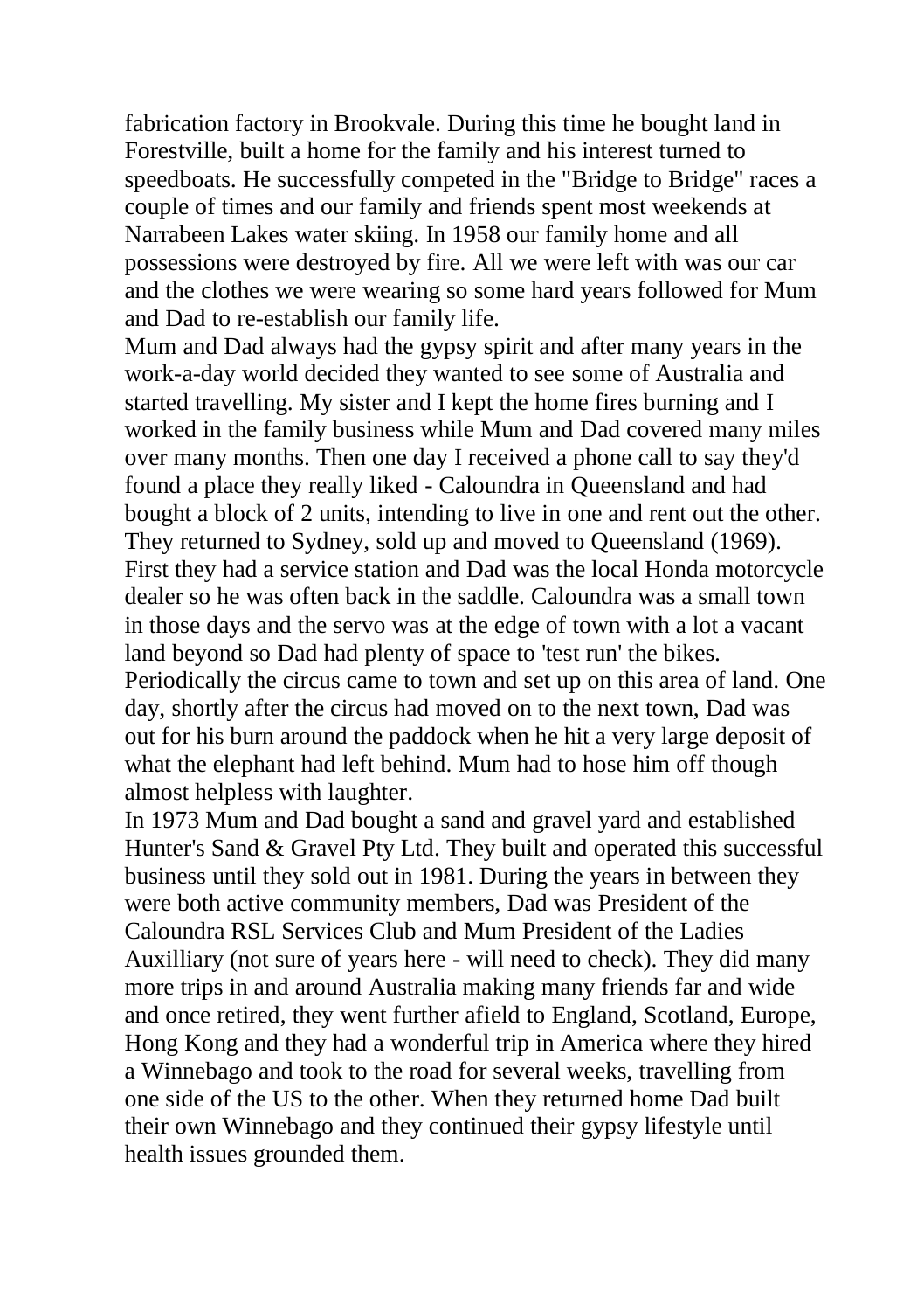fabrication factory in Brookvale. During this time he bought land in Forestville, built a home for the family and his interest turned to speedboats. He successfully competed in the "Bridge to Bridge" races a couple of times and our family and friends spent most weekends at Narrabeen Lakes water skiing. In 1958 our family home and all possessions were destroyed by fire. All we were left with was our car and the clothes we were wearing so some hard years followed for Mum and Dad to re-establish our family life.

Mum and Dad always had the gypsy spirit and after many years in the work-a-day world decided they wanted to see some of Australia and started travelling. My sister and I kept the home fires burning and I worked in the family business while Mum and Dad covered many miles over many months. Then one day I received a phone call to say they'd found a place they really liked - Caloundra in Queensland and had bought a block of 2 units, intending to live in one and rent out the other. They returned to Sydney, sold up and moved to Queensland (1969). First they had a service station and Dad was the local Honda motorcycle dealer so he was often back in the saddle. Caloundra was a small town in those days and the servo was at the edge of town with a lot a vacant land beyond so Dad had plenty of space to 'test run' the bikes. Periodically the circus came to town and set up on this area of land. One day, shortly after the circus had moved on to the next town, Dad was out for his burn around the paddock when he hit a very large deposit of what the elephant had left behind. Mum had to hose him off though almost helpless with laughter.

In 1973 Mum and Dad bought a sand and gravel yard and established Hunter's Sand & Gravel Pty Ltd. They built and operated this successful business until they sold out in 1981. During the years in between they were both active community members, Dad was President of the Caloundra RSL Services Club and Mum President of the Ladies Auxilliary (not sure of years here - will need to check). They did many more trips in and around Australia making many friends far and wide and once retired, they went further afield to England, Scotland, Europe, Hong Kong and they had a wonderful trip in America where they hired a Winnebago and took to the road for several weeks, travelling from one side of the US to the other. When they returned home Dad built their own Winnebago and they continued their gypsy lifestyle until health issues grounded them.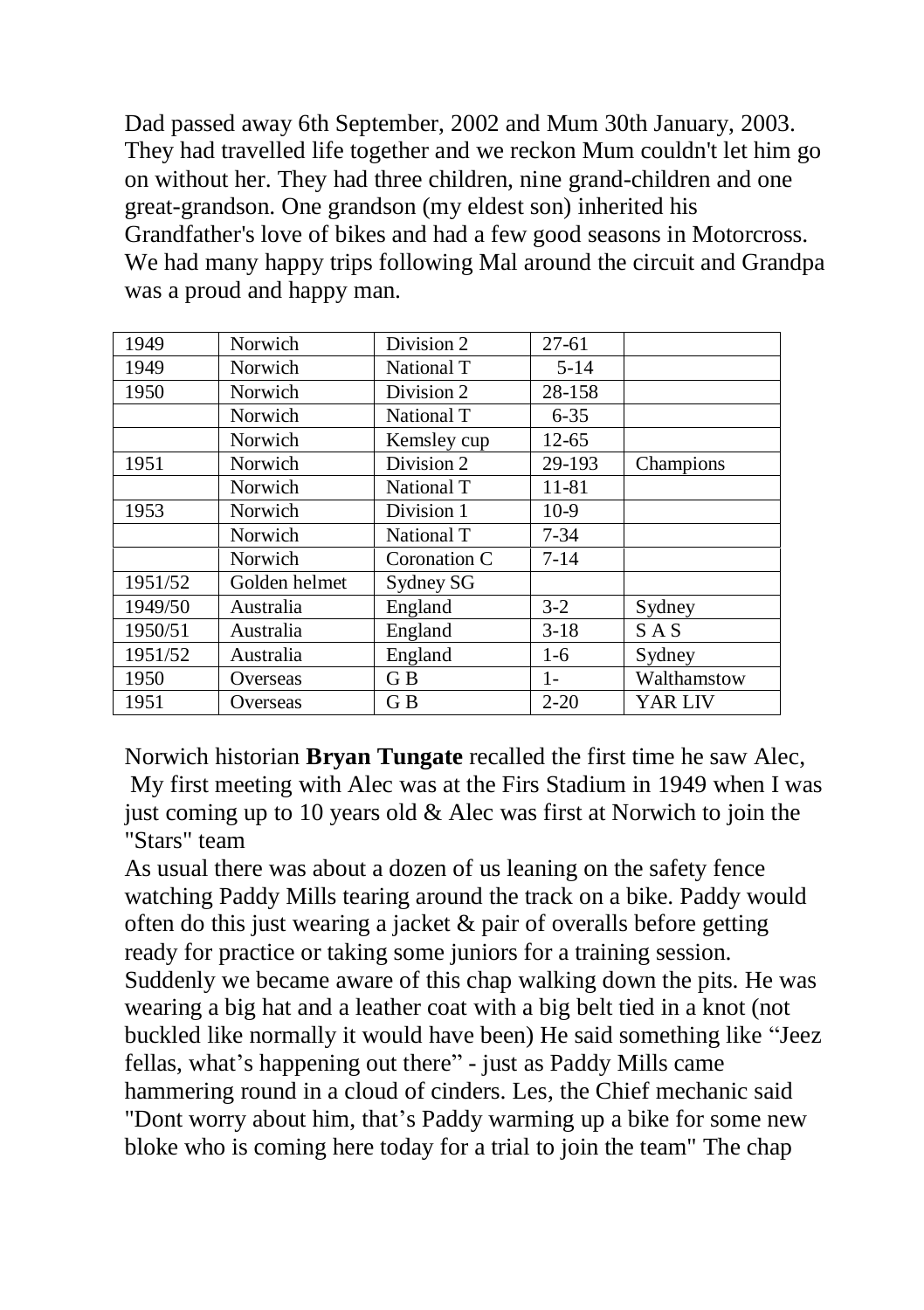Dad passed away 6th September, 2002 and Mum 30th January, 2003. They had travelled life together and we reckon Mum couldn't let him go on without her. They had three children, nine grand-children and one great-grandson. One grandson (my eldest son) inherited his Grandfather's love of bikes and had a few good seasons in Motorcross. We had many happy trips following Mal around the circuit and Grandpa was a proud and happy man.

| 1949 | Norwich | Division 2 | 27-61 | |
|---|---|---|---|---|
| 1949 | Norwich | National T | 5-14 | |
| 1950 | Norwich | Division 2 | 28-158 | |
| | Norwich | National T | 6-35 | |
| | Norwich | Kemsley cup | 12-65 | |
| 1951 | Norwich | Division 2 | 29-193 | Champions |
| | Norwich | National T | 11-81 | |
| 1953 | Norwich | Division 1 | 10-9 | |
| | Norwich | National T | 7-34 | |
| | Norwich | Coronation C | 7-14 | |
| 1951/52 | Golden helmet | Sydney SG | | |
| 1949/50 | Australia | England | 3-2 | Sydney |
| 1950/51 | Australia | England | 3-18 | S A S |
| 1951/52 | Australia | England | 1-6 | Sydney |
| 1950 | Overseas | G B | 1- | Walthamstow |
| 1951 | Overseas | G B | 2-20 | YAR LIV |

Norwich historian **Bryan Tungate** recalled the first time he saw Alec,
My first meeting with Alec was at the Firs Stadium in 1949 when I was just coming up to 10 years old & Alec was first at Norwich to join the "Stars" team

As usual there was about a dozen of us leaning on the safety fence watching Paddy Mills tearing around the track on a bike. Paddy would often do this just wearing a jacket & pair of overalls before getting ready for practice or taking some juniors for a training session. Suddenly we became aware of this chap walking down the pits. He was wearing a big hat and a leather coat with a big belt tied in a knot (not buckled like normally it would have been) He said something like "Jeez fellas, what's happening out there" - just as Paddy Mills came hammering round in a cloud of cinders. Les, the Chief mechanic said "Dont worry about him, that's Paddy warming up a bike for some new bloke who is coming here today for a trial to join the team" The chap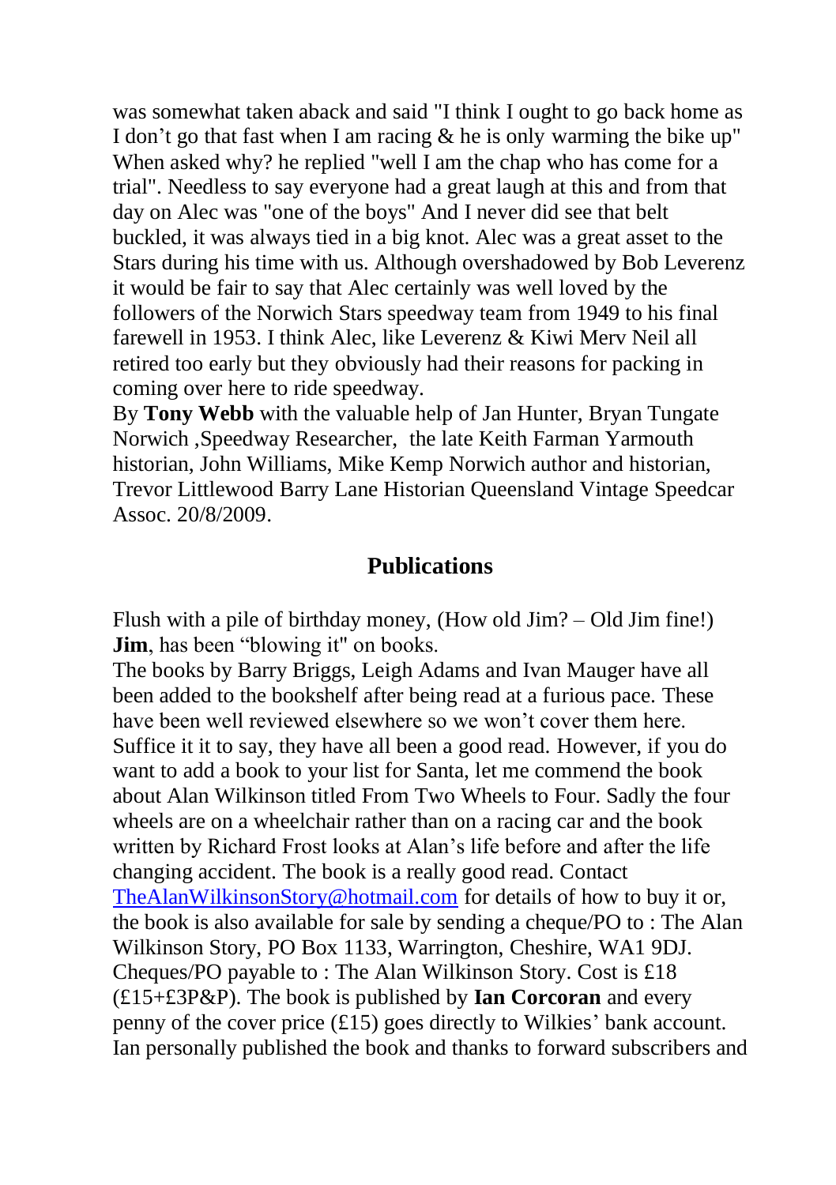was somewhat taken aback and said "I think I ought to go back home as I don't go that fast when I am racing & he is only warming the bike up" When asked why? he replied "well I am the chap who has come for a trial". Needless to say everyone had a great laugh at this and from that day on Alec was "one of the boys" And I never did see that belt buckled, it was always tied in a big knot. Alec was a great asset to the Stars during his time with us. Although overshadowed by Bob Leverenz it would be fair to say that Alec certainly was well loved by the followers of the Norwich Stars speedway team from 1949 to his final farewell in 1953. I think Alec, like Leverenz & Kiwi Merv Neil all retired too early but they obviously had their reasons for packing in coming over here to ride speedway.

By **Tony Webb** with the valuable help of Jan Hunter, Bryan Tungate Norwich ,Speedway Researcher, the late Keith Farman Yarmouth historian, John Williams, Mike Kemp Norwich author and historian, Trevor Littlewood Barry Lane Historian Queensland Vintage Speedcar Assoc. 20/8/2009.

## Publications

Flush with a pile of birthday money, (How old Jim? – Old Jim fine!) **Jim**, has been "blowing it" on books.

The books by Barry Briggs, Leigh Adams and Ivan Mauger have all been added to the bookshelf after being read at a furious pace. These have been well reviewed elsewhere so we won't cover them here. Suffice it it to say, they have all been a good read. However, if you do want to add a book to your list for Santa, let me commend the book about Alan Wilkinson titled From Two Wheels to Four. Sadly the four wheels are on a wheelchair rather than on a racing car and the book written by Richard Frost looks at Alan's life before and after the life changing accident. The book is a really good read. Contact TheAlanWilkinsonStory@hotmail.com for details of how to buy it or, the book is also available for sale by sending a cheque/PO to : The Alan Wilkinson Story, PO Box 1133, Warrington, Cheshire, WA1 9DJ. Cheques/PO payable to : The Alan Wilkinson Story. Cost is £18 (£15+£3P&P). The book is published by **Ian Corcoran** and every penny of the cover price (£15) goes directly to Wilkies' bank account. Ian personally published the book and thanks to forward subscribers and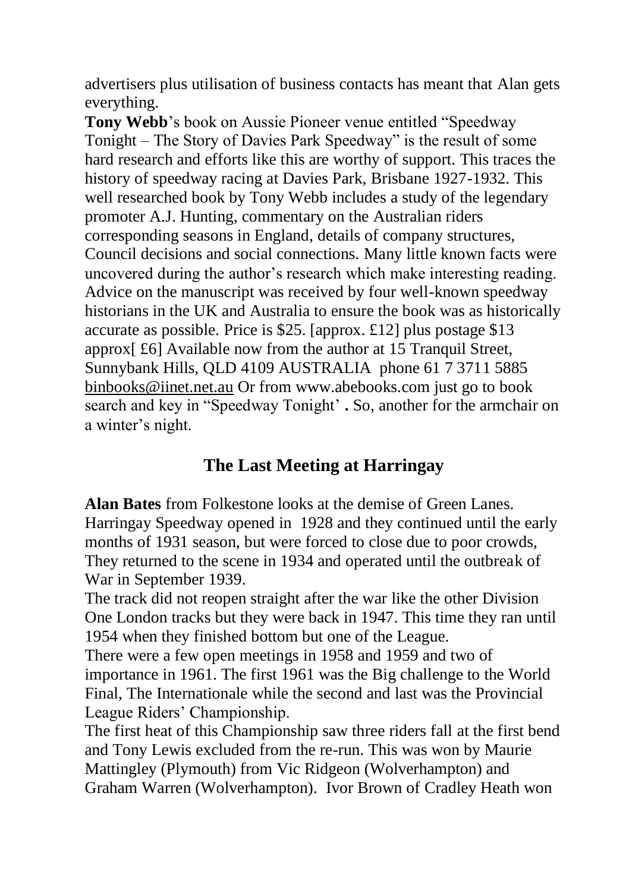advertisers plus utilisation of business contacts has meant that Alan gets everything.

**Tony Webb**'s book on Aussie Pioneer venue entitled "Speedway Tonight – The Story of Davies Park Speedway" is the result of some hard research and efforts like this are worthy of support. This traces the history of speedway racing at Davies Park, Brisbane 1927-1932. This well researched book by Tony Webb includes a study of the legendary promoter A.J. Hunting, commentary on the Australian riders corresponding seasons in England, details of company structures, Council decisions and social connections. Many little known facts were uncovered during the author's research which make interesting reading. Advice on the manuscript was received by four well-known speedway historians in the UK and Australia to ensure the book was as historically accurate as possible. Price is $25. [approx. £12] plus postage $13 approx[ £6] Available now from the author at 15 Tranquil Street, Sunnybank Hills, QLD 4109 AUSTRALIA phone 61 7 3711 5885 binbooks@iinet.net.au Or from www.abebooks.com just go to book search and key in "Speedway Tonight' **.** So, another for the armchair on a winter's night.

## The Last Meeting at Harringay

**Alan Bates** from Folkestone looks at the demise of Green Lanes. Harringay Speedway opened in 1928 and they continued until the early months of 1931 season, but were forced to close due to poor crowds, They returned to the scene in 1934 and operated until the outbreak of War in September 1939.

The track did not reopen straight after the war like the other Division One London tracks but they were back in 1947. This time they ran until 1954 when they finished bottom but one of the League.

There were a few open meetings in 1958 and 1959 and two of importance in 1961. The first 1961 was the Big challenge to the World Final, The Internationale while the second and last was the Provincial League Riders' Championship.

The first heat of this Championship saw three riders fall at the first bend and Tony Lewis excluded from the re-run. This was won by Maurie Mattingley (Plymouth) from Vic Ridgeon (Wolverhampton) and Graham Warren (Wolverhampton). Ivor Brown of Cradley Heath won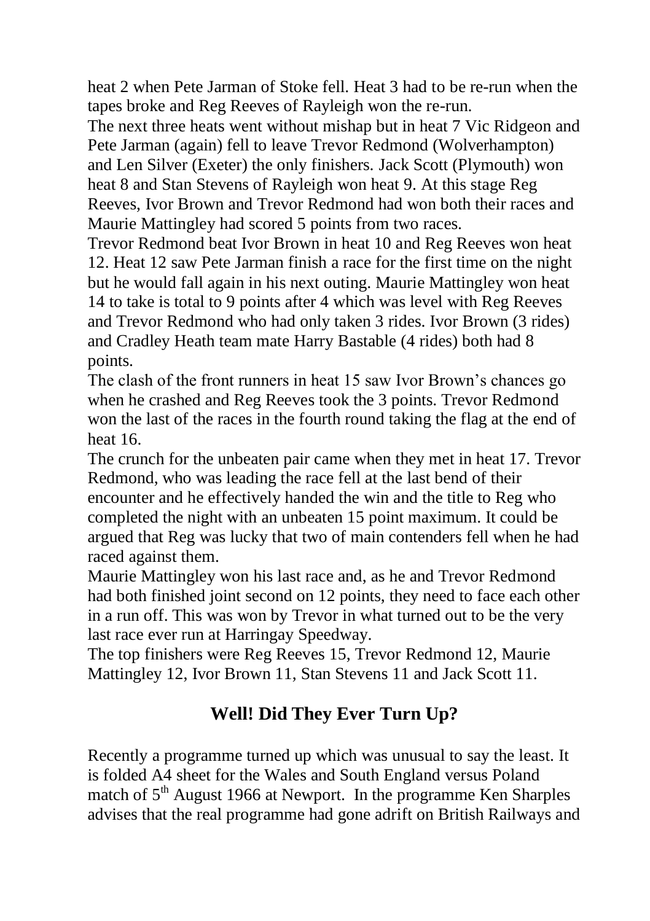heat 2 when Pete Jarman of Stoke fell. Heat 3 had to be re-run when the tapes broke and Reg Reeves of Rayleigh won the re-run.

The next three heats went without mishap but in heat 7 Vic Ridgeon and Pete Jarman (again) fell to leave Trevor Redmond (Wolverhampton) and Len Silver (Exeter) the only finishers. Jack Scott (Plymouth) won heat 8 and Stan Stevens of Rayleigh won heat 9. At this stage Reg Reeves, Ivor Brown and Trevor Redmond had won both their races and Maurie Mattingley had scored 5 points from two races.

Trevor Redmond beat Ivor Brown in heat 10 and Reg Reeves won heat 12. Heat 12 saw Pete Jarman finish a race for the first time on the night but he would fall again in his next outing. Maurie Mattingley won heat 14 to take is total to 9 points after 4 which was level with Reg Reeves and Trevor Redmond who had only taken 3 rides. Ivor Brown (3 rides) and Cradley Heath team mate Harry Bastable (4 rides) both had 8 points.

The clash of the front runners in heat 15 saw Ivor Brown's chances go when he crashed and Reg Reeves took the 3 points. Trevor Redmond won the last of the races in the fourth round taking the flag at the end of heat 16.

The crunch for the unbeaten pair came when they met in heat 17. Trevor Redmond, who was leading the race fell at the last bend of their encounter and he effectively handed the win and the title to Reg who completed the night with an unbeaten 15 point maximum. It could be argued that Reg was lucky that two of main contenders fell when he had raced against them.

Maurie Mattingley won his last race and, as he and Trevor Redmond had both finished joint second on 12 points, they need to face each other in a run off. This was won by Trevor in what turned out to be the very last race ever run at Harringay Speedway.

The top finishers were Reg Reeves 15, Trevor Redmond 12, Maurie Mattingley 12, Ivor Brown 11, Stan Stevens 11 and Jack Scott 11.

## Well! Did They Ever Turn Up?

Recently a programme turned up which was unusual to say the least. It is folded A4 sheet for the Wales and South England versus Poland match of 5th August 1966 at Newport. In the programme Ken Sharples advises that the real programme had gone adrift on British Railways and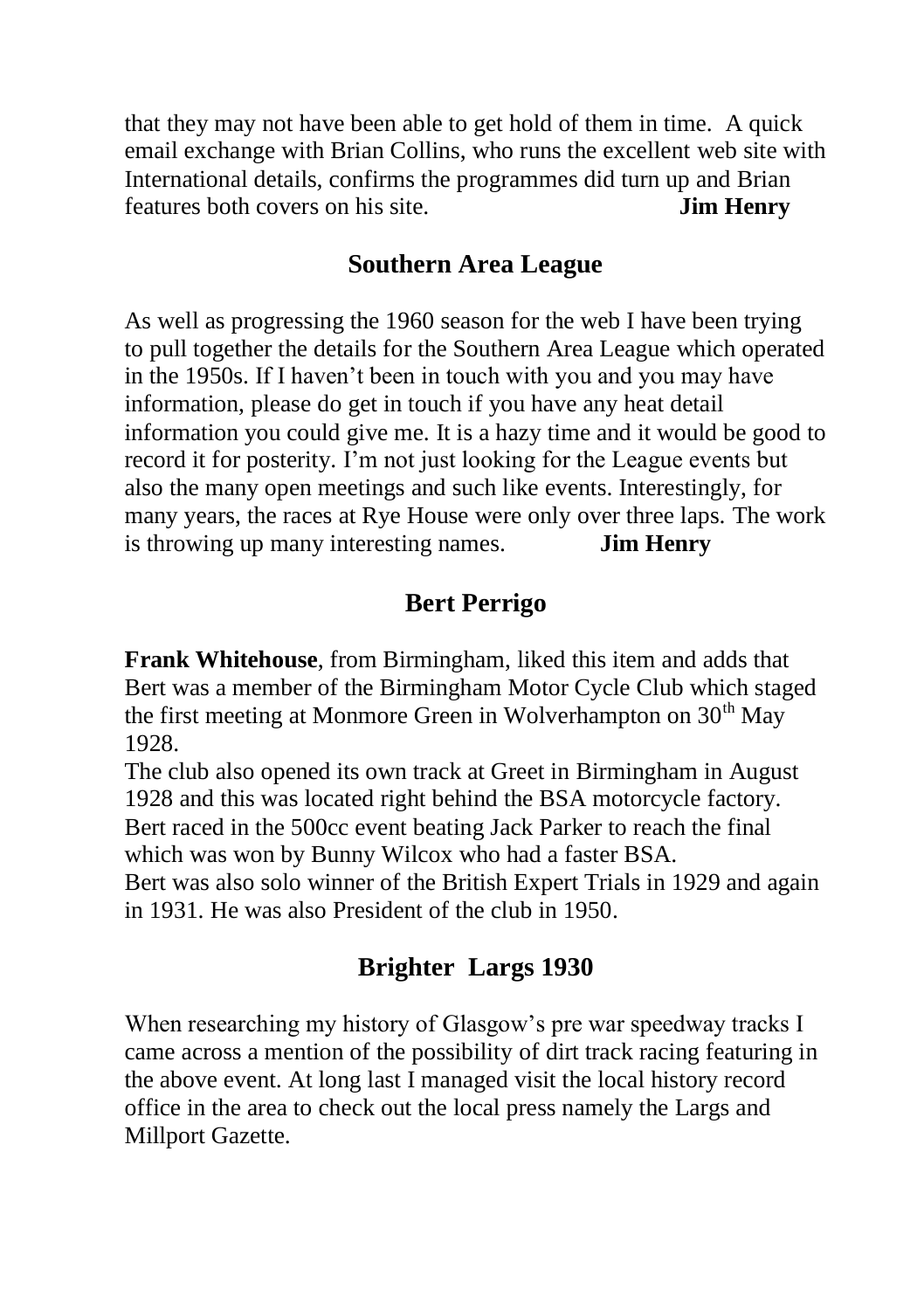that they may not have been able to get hold of them in time. A quick email exchange with Brian Collins, who runs the excellent web site with International details, confirms the programmes did turn up and Brian features both covers on his site. **Jim Henry**

## Southern Area League

As well as progressing the 1960 season for the web I have been trying to pull together the details for the Southern Area League which operated in the 1950s. If I haven't been in touch with you and you may have information, please do get in touch if you have any heat detail information you could give me. It is a hazy time and it would be good to record it for posterity. I'm not just looking for the League events but also the many open meetings and such like events. Interestingly, for many years, the races at Rye House were only over three laps. The work is throwing up many interesting names. **Jim Henry**

## Bert Perrigo

**Frank Whitehouse**, from Birmingham, liked this item and adds that Bert was a member of the Birmingham Motor Cycle Club which staged the first meeting at Monmore Green in Wolverhampton on 30th May 1928.

The club also opened its own track at Greet in Birmingham in August 1928 and this was located right behind the BSA motorcycle factory. Bert raced in the 500cc event beating Jack Parker to reach the final which was won by Bunny Wilcox who had a faster BSA.

Bert was also solo winner of the British Expert Trials in 1929 and again in 1931. He was also President of the club in 1950.

## Brighter Largs 1930

When researching my history of Glasgow's pre war speedway tracks I came across a mention of the possibility of dirt track racing featuring in the above event. At long last I managed visit the local history record office in the area to check out the local press namely the Largs and Millport Gazette.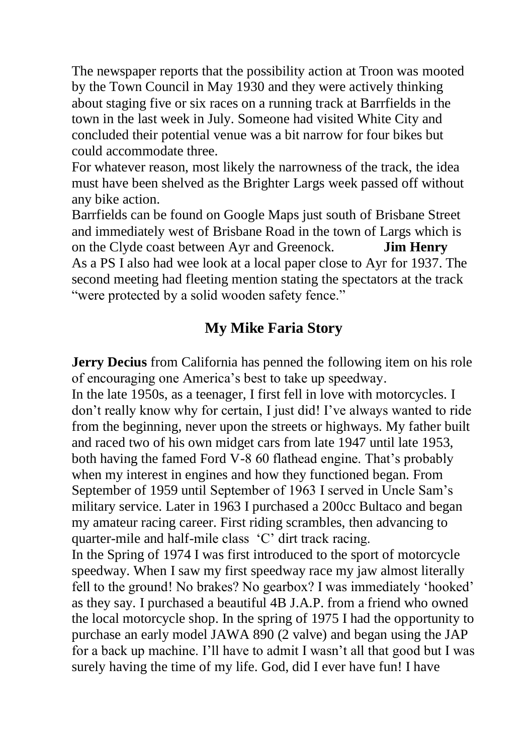The newspaper reports that the possibility action at Troon was mooted by the Town Council in May 1930 and they were actively thinking about staging five or six races on a running track at Barrfields in the town in the last week in July. Someone had visited White City and concluded their potential venue was a bit narrow for four bikes but could accommodate three.

For whatever reason, most likely the narrowness of the track, the idea must have been shelved as the Brighter Largs week passed off without any bike action.

Barrfields can be found on Google Maps just south of Brisbane Street and immediately west of Brisbane Road in the town of Largs which is on the Clyde coast between Ayr and Greenock. **Jim Henry**

As a PS I also had wee look at a local paper close to Ayr for 1937. The second meeting had fleeting mention stating the spectators at the track "were protected by a solid wooden safety fence."

## My Mike Faria Story

**Jerry Decius** from California has penned the following item on his role of encouraging one America's best to take up speedway.

In the late 1950s, as a teenager, I first fell in love with motorcycles. I don't really know why for certain, I just did! I've always wanted to ride from the beginning, never upon the streets or highways. My father built and raced two of his own midget cars from late 1947 until late 1953, both having the famed Ford V-8 60 flathead engine. That's probably when my interest in engines and how they functioned began. From September of 1959 until September of 1963 I served in Uncle Sam's military service. Later in 1963 I purchased a 200cc Bultaco and began my amateur racing career. First riding scrambles, then advancing to quarter-mile and half-mile class 'C' dirt track racing.

In the Spring of 1974 I was first introduced to the sport of motorcycle speedway. When I saw my first speedway race my jaw almost literally fell to the ground! No brakes? No gearbox? I was immediately 'hooked' as they say. I purchased a beautiful 4B J.A.P. from a friend who owned the local motorcycle shop. In the spring of 1975 I had the opportunity to purchase an early model JAWA 890 (2 valve) and began using the JAP for a back up machine. I'll have to admit I wasn't all that good but I was surely having the time of my life. God, did I ever have fun! I have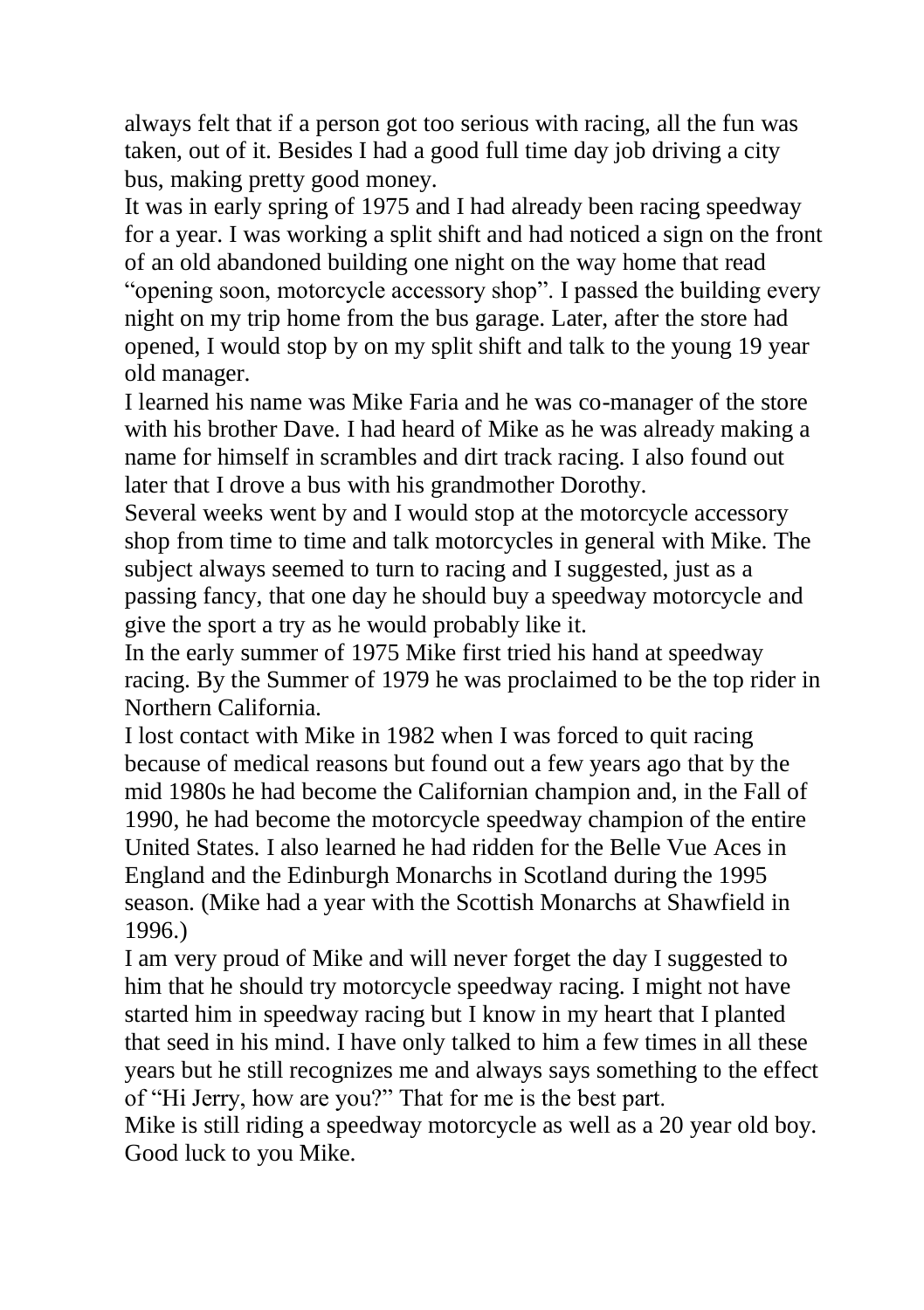always felt that if a person got too serious with racing, all the fun was taken, out of it. Besides I had a good full time day job driving a city bus, making pretty good money.

It was in early spring of 1975 and I had already been racing speedway for a year. I was working a split shift and had noticed a sign on the front of an old abandoned building one night on the way home that read "opening soon, motorcycle accessory shop". I passed the building every night on my trip home from the bus garage. Later, after the store had opened, I would stop by on my split shift and talk to the young 19 year old manager.

I learned his name was Mike Faria and he was co-manager of the store with his brother Dave. I had heard of Mike as he was already making a name for himself in scrambles and dirt track racing. I also found out later that I drove a bus with his grandmother Dorothy.

Several weeks went by and I would stop at the motorcycle accessory shop from time to time and talk motorcycles in general with Mike. The subject always seemed to turn to racing and I suggested, just as a passing fancy, that one day he should buy a speedway motorcycle and give the sport a try as he would probably like it.

In the early summer of 1975 Mike first tried his hand at speedway racing. By the Summer of 1979 he was proclaimed to be the top rider in Northern California.

I lost contact with Mike in 1982 when I was forced to quit racing because of medical reasons but found out a few years ago that by the mid 1980s he had become the Californian champion and, in the Fall of 1990, he had become the motorcycle speedway champion of the entire United States. I also learned he had ridden for the Belle Vue Aces in England and the Edinburgh Monarchs in Scotland during the 1995 season. (Mike had a year with the Scottish Monarchs at Shawfield in 1996.)

I am very proud of Mike and will never forget the day I suggested to him that he should try motorcycle speedway racing. I might not have started him in speedway racing but I know in my heart that I planted that seed in his mind. I have only talked to him a few times in all these years but he still recognizes me and always says something to the effect of "Hi Jerry, how are you?" That for me is the best part.

Mike is still riding a speedway motorcycle as well as a 20 year old boy. Good luck to you Mike.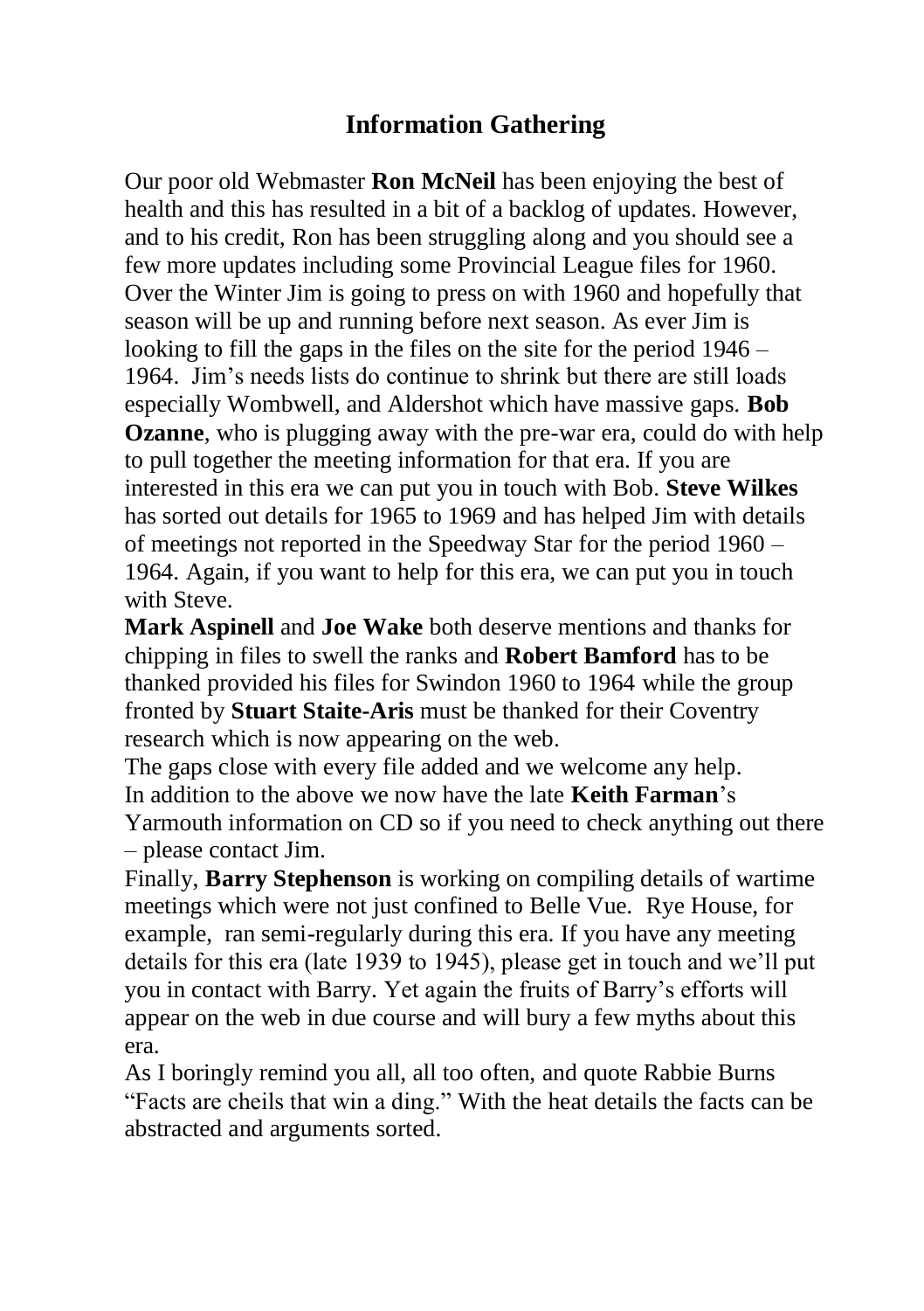## Information Gathering

Our poor old Webmaster **Ron McNeil** has been enjoying the best of health and this has resulted in a bit of a backlog of updates. However, and to his credit, Ron has been struggling along and you should see a few more updates including some Provincial League files for 1960. Over the Winter Jim is going to press on with 1960 and hopefully that season will be up and running before next season. As ever Jim is looking to fill the gaps in the files on the site for the period 1946 – 1964. Jim's needs lists do continue to shrink but there are still loads especially Wombwell, and Aldershot which have massive gaps. **Bob Ozanne**, who is plugging away with the pre-war era, could do with help to pull together the meeting information for that era. If you are interested in this era we can put you in touch with Bob. **Steve Wilkes** has sorted out details for 1965 to 1969 and has helped Jim with details of meetings not reported in the Speedway Star for the period 1960 – 1964. Again, if you want to help for this era, we can put you in touch with Steve.

**Mark Aspinell** and **Joe Wake** both deserve mentions and thanks for chipping in files to swell the ranks and **Robert Bamford** has to be thanked provided his files for Swindon 1960 to 1964 while the group fronted by **Stuart Staite-Aris** must be thanked for their Coventry research which is now appearing on the web.

The gaps close with every file added and we welcome any help.

In addition to the above we now have the late **Keith Farman**'s Yarmouth information on CD so if you need to check anything out there – please contact Jim.

Finally, **Barry Stephenson** is working on compiling details of wartime meetings which were not just confined to Belle Vue. Rye House, for example, ran semi-regularly during this era. If you have any meeting details for this era (late 1939 to 1945), please get in touch and we'll put you in contact with Barry. Yet again the fruits of Barry's efforts will appear on the web in due course and will bury a few myths about this era.

As I boringly remind you all, all too often, and quote Rabbie Burns "Facts are cheils that win a ding." With the heat details the facts can be abstracted and arguments sorted.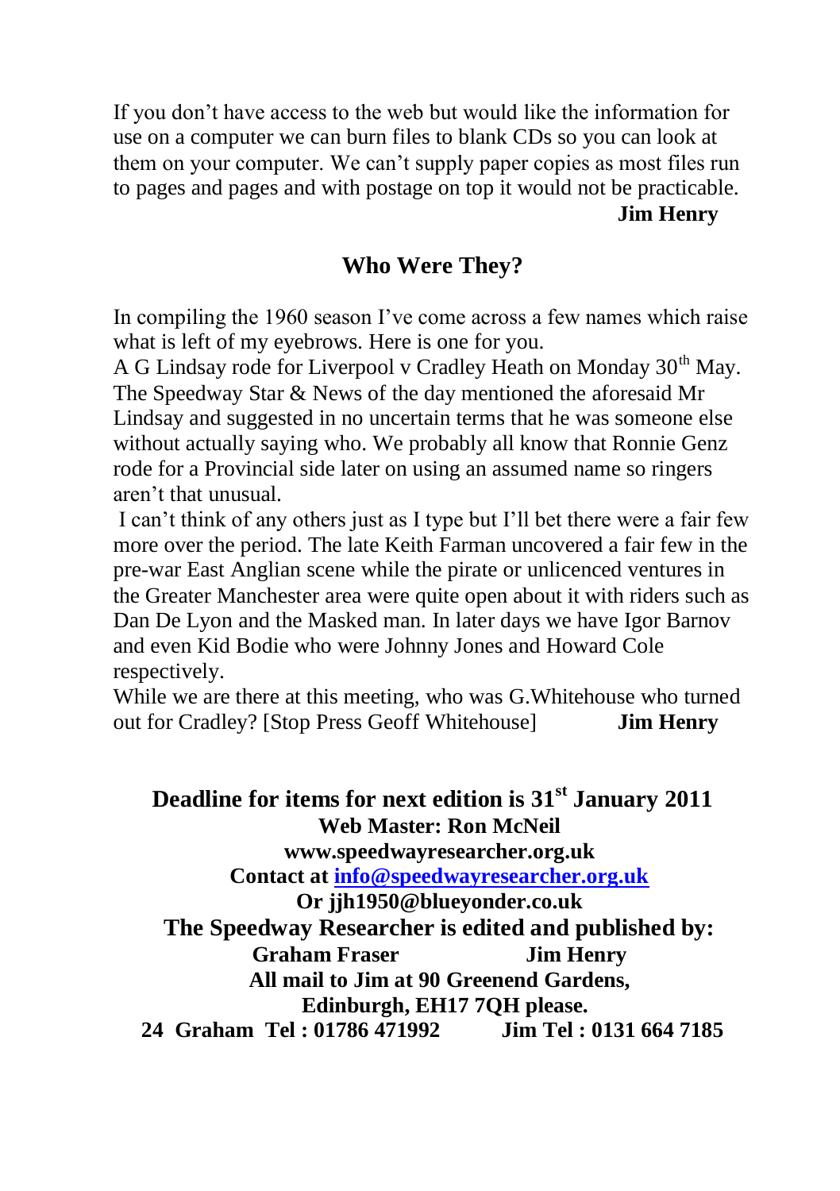If you don't have access to the web but would like the information for use on a computer we can burn files to blank CDs so you can look at them on your computer. We can't supply paper copies as most files run to pages and pages and with postage on top it would not be practicable.

**Jim Henry**

## Who Were They?

In compiling the 1960 season I've come across a few names which raise what is left of my eyebrows. Here is one for you.

A G Lindsay rode for Liverpool v Cradley Heath on Monday 30th May. The Speedway Star & News of the day mentioned the aforesaid Mr Lindsay and suggested in no uncertain terms that he was someone else without actually saying who. We probably all know that Ronnie Genz rode for a Provincial side later on using an assumed name so ringers aren't that unusual.

I can't think of any others just as I type but I'll bet there were a fair few more over the period. The late Keith Farman uncovered a fair few in the pre-war East Anglian scene while the pirate or unlicenced ventures in the Greater Manchester area were quite open about it with riders such as Dan De Lyon and the Masked man. In later days we have Igor Barnov and even Kid Bodie who were Johnny Jones and Howard Cole respectively.

While we are there at this meeting, who was G.Whitehouse who turned out for Cradley? [Stop Press Geoff Whitehouse] **Jim Henry**

**Deadline for items for next edition is 31st January 2011**
**Web Master: Ron McNeil**
**www.speedwayresearcher.org.uk**
**Contact at info@speedwayresearcher.org.uk**
**Or jjh1950@blueyonder.co.uk**
**The Speedway Researcher is edited and published by:**
**Graham Fraser Jim Henry**
**All mail to Jim at 90 Greenend Gardens,**
**Edinburgh, EH17 7QH please.**
**Graham Tel : 01786 471992 Jim Tel : 0131 664 7185**